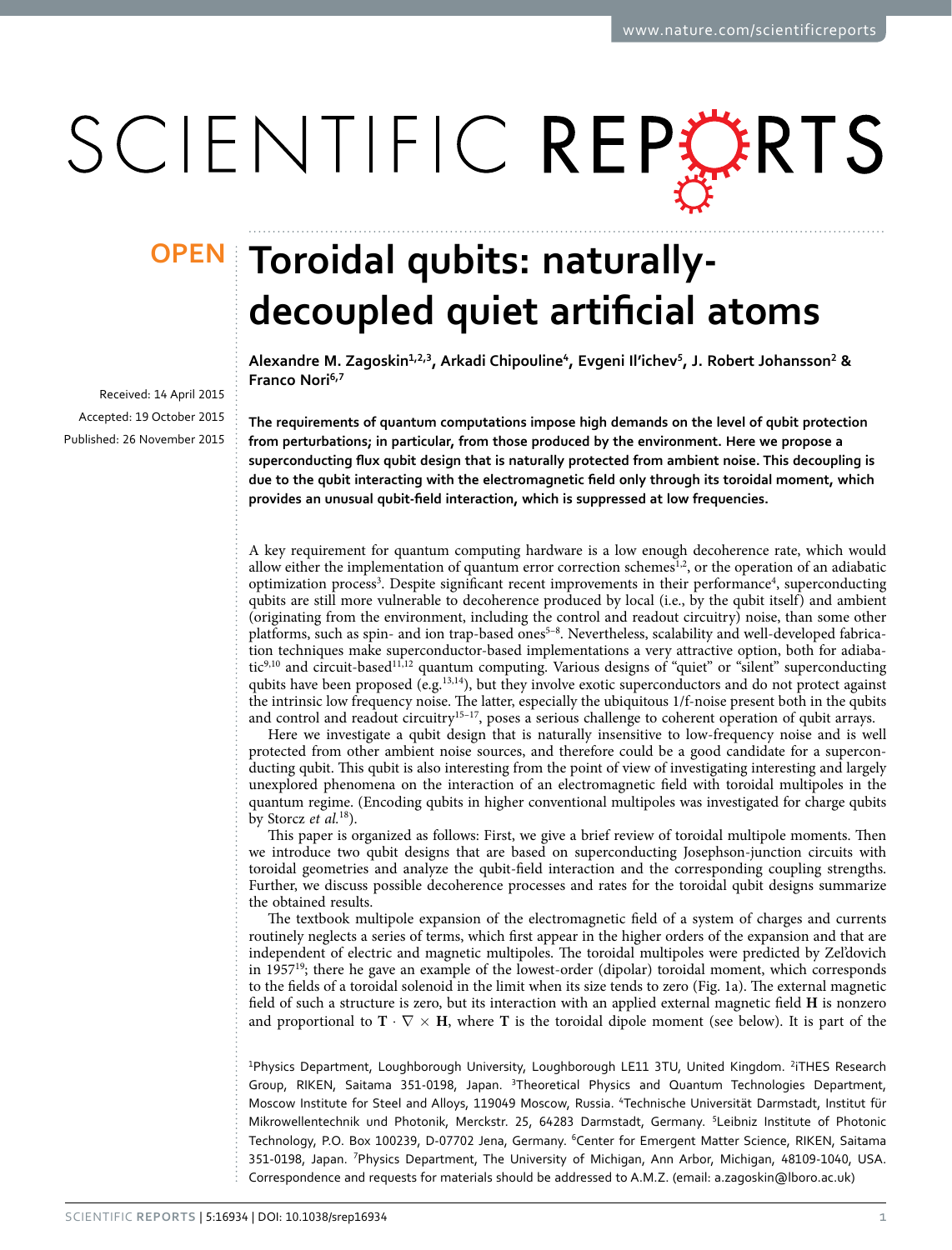# Toroidal qubits: naturally-decoupled quiet artificial atoms

**OPEN**

Alexandre M. Zagoskin[1,2,3], Arkadi Chipouline[4], Evgeni Il'ichev[5], J. Robert Johansson[2] & Franco Nori[6,7]

Received: 14 April 2015
Accepted: 19 October 2015
Published: 26 November 2015

**The requirements of quantum computations impose high demands on the level of qubit protection from perturbations; in particular, from those produced by the environment. Here we propose a superconducting flux qubit design that is naturally protected from ambient noise. This decoupling is due to the qubit interacting with the electromagnetic field only through its toroidal moment, which provides an unusual qubit-field interaction, which is suppressed at low frequencies.**

A key requirement for quantum computing hardware is a low enough decoherence rate, which would allow either the implementation of quantum error correction schemes[1,2], or the operation of an adiabatic optimization process[3]. Despite significant recent improvements in their performance[4], superconducting qubits are still more vulnerable to decoherence produced by local (i.e., by the qubit itself) and ambient (originating from the environment, including the control and readout circuitry) noise, than some other platforms, such as spin- and ion trap-based ones[5–8]. Nevertheless, scalability and well-developed fabrication techniques make superconductor-based implementations a very attractive option, both for adiabatic[9,10] and circuit-based[11,12] quantum computing. Various designs of "quiet" or "silent" superconducting qubits have been proposed (e.g.[13,14]), but they involve exotic superconductors and do not protect against the intrinsic low frequency noise. The latter, especially the ubiquitous 1/f-noise present both in the qubits and control and readout circuitry[15–17], poses a serious challenge to coherent operation of qubit arrays.

Here we investigate a qubit design that is naturally insensitive to low-frequency noise and is well protected from other ambient noise sources, and therefore could be a good candidate for a superconducting qubit. This qubit is also interesting from the point of view of investigating interesting and largely unexplored phenomena on the interaction of an electromagnetic field with toroidal multipoles in the quantum regime. (Encoding qubits in higher conventional multipoles was investigated for charge qubits by Storcz *et al.*[18]).

This paper is organized as follows: First, we give a brief review of toroidal multipole moments. Then we introduce two qubit designs that are based on superconducting Josephson-junction circuits with toroidal geometries and analyze the qubit-field interaction and the corresponding coupling strengths. Further, we discuss possible decoherence processes and rates for the toroidal qubit designs summarize the obtained results.

The textbook multipole expansion of the electromagnetic field of a system of charges and currents routinely neglects a series of terms, which first appear in the higher orders of the expansion and that are independent of electric and magnetic multipoles. The toroidal multipoles were predicted by Zel'dovich in 1957[19]; there he gave an example of the lowest-order (dipolar) toroidal moment, which corresponds to the fields of a toroidal solenoid in the limit when its size tends to zero (Fig. 1a). The external magnetic field of such a structure is zero, but its interaction with an applied external magnetic field $\mathbf{H}$ is nonzero and proportional to $\mathbf{T} \cdot \nabla \times \mathbf{H}$, where $\mathbf{T}$ is the toroidal dipole moment (see below). It is part of the

[1]Physics Department, Loughborough University, Loughborough LE11 3TU, United Kingdom. [2]iTHES Research Group, RIKEN, Saitama 351-0198, Japan. [3]Theoretical Physics and Quantum Technologies Department, Moscow Institute for Steel and Alloys, 119049 Moscow, Russia. [4]Technische Universität Darmstadt, Institut für Mikrowellentechnik und Photonik, Merckstr. 25, 64283 Darmstadt, Germany. [5]Leibniz Institute of Photonic Technology, P.O. Box 100239, D-07702 Jena, Germany. [6]Center for Emergent Matter Science, RIKEN, Saitama 351-0198, Japan. [7]Physics Department, The University of Michigan, Ann Arbor, Michigan, 48109-1040, USA. Correspondence and requests for materials should be addressed to A.M.Z. (email: a.zagoskin@lboro.ac.uk)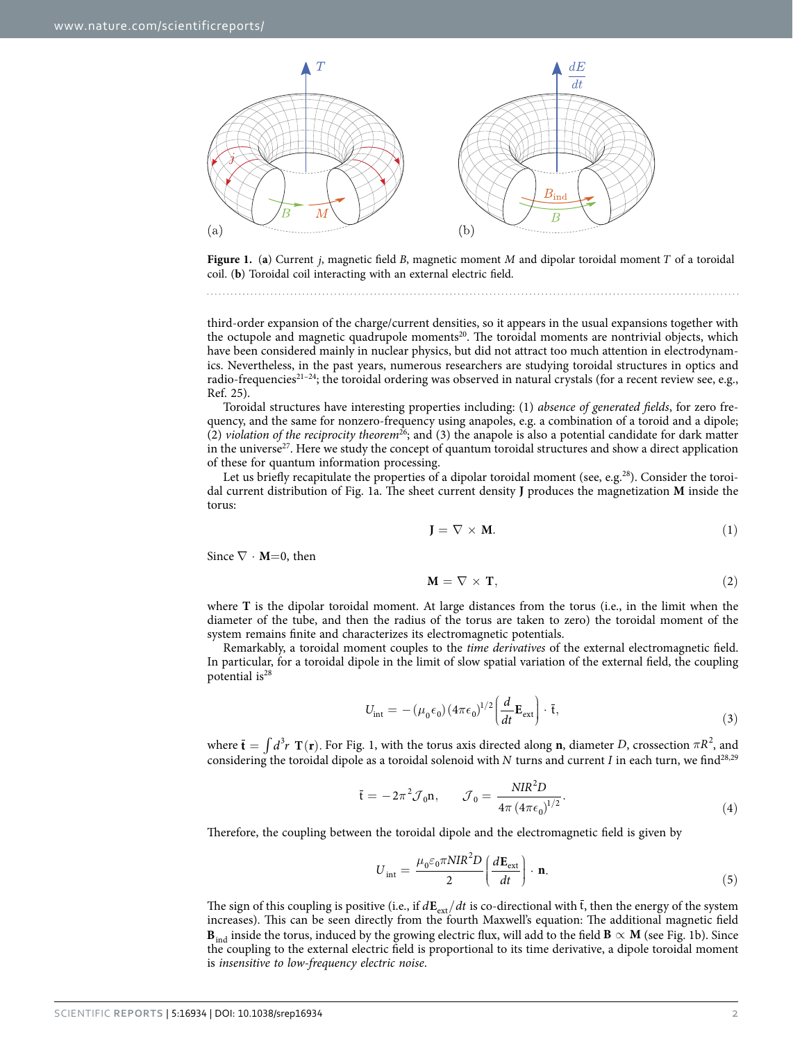**Figure 1.** (**a**) Current $j$, magnetic field $B$, magnetic moment $M$ and dipolar toroidal moment $T$ of a toroidal coil. (**b**) Toroidal coil interacting with an external electric field.

third-order expansion of the charge/current densities, so it appears in the usual expansions together with the octupole and magnetic quadrupole moments[20]. The toroidal moments are nontrivial objects, which have been considered mainly in nuclear physics, but did not attract too much attention in electrodynamics. Nevertheless, in the past years, numerous researchers are studying toroidal structures in optics and radio-frequencies[21–24]; the toroidal ordering was observed in natural crystals (for a recent review see, e.g., Ref. 25).

Toroidal structures have interesting properties including: (1) *absence of generated fields*, for zero frequency, and the same for nonzero-frequency using anapoles, e.g. a combination of a toroid and a dipole; (2) *violation of the reciprocity theorem*[26]; and (3) the anapole is also a potential candidate for dark matter in the universe[27]. Here we study the concept of quantum toroidal structures and show a direct application of these for quantum information processing.

Let us briefly recapitulate the properties of a dipolar toroidal moment (see, e.g.[28]). Consider the toroidal current distribution of Fig. 1a. The sheet current density **J** produces the magnetization **M** inside the torus:

$$\mathbf{J} = \nabla \times \mathbf{M}. \tag{1}$$

Since $\nabla \cdot \mathbf{M}=0$, then

$$\mathbf{M} = \nabla \times \mathbf{T}, \tag{2}$$

where **T** is the dipolar toroidal moment. At large distances from the torus (i.e., in the limit when the diameter of the tube, and then the radius of the torus are taken to zero) the toroidal moment of the system remains finite and characterizes its electromagnetic potentials.

Remarkably, a toroidal moment couples to the *time derivatives* of the external electromagnetic field. In particular, for a toroidal dipole in the limit of slow spatial variation of the external field, the coupling potential is[28]

$$U_{\text{int}} = -(\mu_0\epsilon_0)(4\pi\epsilon_0)^{1/2}\left(\frac{d}{dt}\mathbf{E}_{\text{ext}}\right)\cdot\bar{\mathfrak{t}}, \tag{3}$$

where $\bar{\mathfrak{t}} = \int d^3r\ \mathbf{T}(\mathbf{r})$. For Fig. 1, with the torus axis directed along **n**, diameter $D$, crossection $\pi R^2$, and considering the toroidal dipole as a toroidal solenoid with $N$ turns and current $I$ in each turn, we find[28,29]

$$\bar{\mathfrak{t}} = -2\pi^2\mathcal{J}_0\mathrm{n}, \qquad \mathcal{J}_0 = \frac{NIR^2D}{4\pi\,(4\pi\epsilon_0)^{1/2}}. \tag{4}$$

Therefore, the coupling between the toroidal dipole and the electromagnetic field is given by

$$U_{\text{int}} = \frac{\mu_0\varepsilon_0\pi NIR^2D}{2}\left(\frac{d\mathbf{E}_{\text{ext}}}{dt}\right)\cdot\mathbf{n}. \tag{5}$$

The sign of this coupling is positive (i.e., if $d\mathbf{E}_{\text{ext}}/dt$ is co-directional with $\bar{\mathfrak{t}}$, then the energy of the system increases). This can be seen directly from the fourth Maxwell's equation: The additional magnetic field $\mathbf{B}_{\text{ind}}$ inside the torus, induced by the growing electric flux, will add to the field $\mathbf{B} \propto \mathbf{M}$ (see Fig. 1b). Since the coupling to the external electric field is proportional to its time derivative, a dipole toroidal moment is *insensitive to low-frequency electric noise*.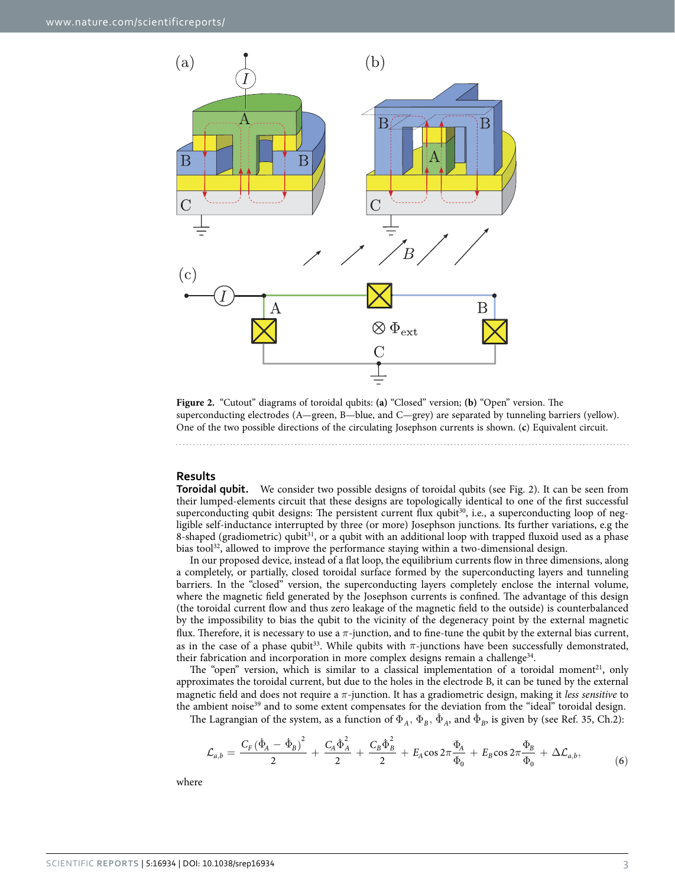Figure 2. "Cutout" diagrams of toroidal qubits: **(a)** "Closed" version; **(b)** "Open" version. The superconducting electrodes (A—green, B—blue, and C—grey) are separated by tunneling barriers (yellow). One of the two possible directions of the circulating Josephson currents is shown. (**c**) Equivalent circuit.

## Results

**Toroidal qubit.** We consider two possible designs of toroidal qubits (see Fig. 2). It can be seen from their lumped-elements circuit that these designs are topologically identical to one of the first successful superconducting qubit designs: The persistent current flux qubit[30], i.e., a superconducting loop of negligible self-inductance interrupted by three (or more) Josephson junctions. Its further variations, e.g the 8-shaped (gradiometric) qubit[31], or a qubit with an additional loop with trapped fluxoid used as a phase bias tool[32], allowed to improve the performance staying within a two-dimensional design.

In our proposed device, instead of a flat loop, the equilibrium currents flow in three dimensions, along a completely, or partially, closed toroidal surface formed by the superconducting layers and tunneling barriers. In the "closed" version, the superconducting layers completely enclose the internal volume, where the magnetic field generated by the Josephson currents is confined. The advantage of this design (the toroidal current flow and thus zero leakage of the magnetic field to the outside) is counterbalanced by the impossibility to bias the qubit to the vicinity of the degeneracy point by the external magnetic flux. Therefore, it is necessary to use a $\pi$-junction, and to fine-tune the qubit by the external bias current, as in the case of a phase qubit[33]. While qubits with $\pi$-junctions have been successfully demonstrated, their fabrication and incorporation in more complex designs remain a challenge[34].

The "open" version, which is similar to a classical implementation of a toroidal moment[21], only approximates the toroidal current, but due to the holes in the electrode B, it can be tuned by the external magnetic field and does not require a $\pi$-junction. It has a gradiometric design, making it *less sensitive* to the ambient noise[39] and to some extent compensates for the deviation from the "ideal" toroidal design.

The Lagrangian of the system, as a function of $\Phi_A$, $\Phi_B$, $\dot{\Phi}_A$, and $\dot{\Phi}_B$, is given by (see Ref. 35, Ch.2):

$$\mathcal{L}_{a,b} = \frac{C_F(\dot{\Phi}_A - \dot{\Phi}_B)^2}{2} + \frac{C_A\dot{\Phi}_A^2}{2} + \frac{C_B\dot{\Phi}_B^2}{2} + E_A\cos 2\pi\frac{\Phi_A}{\Phi_0} + E_B\cos 2\pi\frac{\Phi_B}{\Phi_0} + \Delta\mathcal{L}_{a,b}, \tag{6}$$

where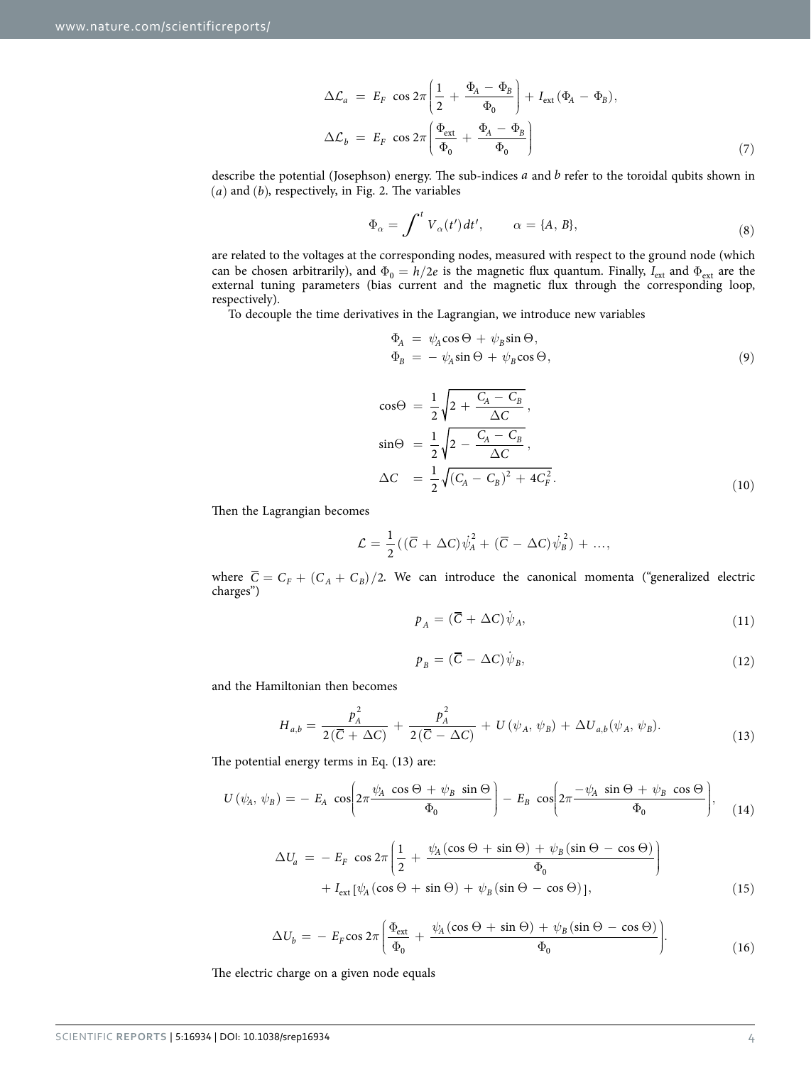$$
\begin{aligned}
\Delta\mathcal{L}_a &= E_F \cos 2\pi\left(\frac{1}{2} + \frac{\Phi_A - \Phi_B}{\Phi_0}\right) + I_{\text{ext}}(\Phi_A - \Phi_B),\\
\Delta\mathcal{L}_b &= E_F \cos 2\pi\left(\frac{\Phi_{\text{ext}}}{\Phi_0} + \frac{\Phi_A - \Phi_B}{\Phi_0}\right)
\end{aligned}
\tag{7}
$$

describe the potential (Josephson) energy. The sub-indices $a$ and $b$ refer to the toroidal qubits shown in $(a)$ and $(b)$, respectively, in Fig. 2. The variables

$$
\Phi_\alpha = \int^t V_\alpha(t')dt', \qquad \alpha = \{A, B\},
\tag{8}
$$

are related to the voltages at the corresponding nodes, measured with respect to the ground node (which can be chosen arbitrarily), and $\Phi_0 = h/2e$ is the magnetic flux quantum. Finally, $I_{\text{ext}}$ and $\Phi_{\text{ext}}$ are the external tuning parameters (bias current and the magnetic flux through the corresponding loop, respectively).

To decouple the time derivatives in the Lagrangian, we introduce new variables

$$
\begin{aligned}
\Phi_A &= \psi_A \cos\Theta + \psi_B \sin\Theta,\\
\Phi_B &= -\psi_A \sin\Theta + \psi_B \cos\Theta,
\end{aligned}
\tag{9}
$$

$$
\begin{aligned}
\cos\Theta &= \frac{1}{2}\sqrt{2 + \frac{C_A - C_B}{\Delta C}},\\
\sin\Theta &= \frac{1}{2}\sqrt{2 - \frac{C_A - C_B}{\Delta C}},\\
\Delta C &= \frac{1}{2}\sqrt{(C_A - C_B)^2 + 4C_F^2}.
\end{aligned}
\tag{10}
$$

Then the Lagrangian becomes

$$
\mathcal{L} = \frac{1}{2}((\overline{C} + \Delta C)\dot{\psi}_A^2 + (\overline{C} - \Delta C)\dot{\psi}_B^2) + \ldots,
$$

where $\overline{C} = C_F + (C_A + C_B)/2$. We can introduce the canonical momenta ("generalized electric charges")

$$
p_A = (\overline{C} + \Delta C)\dot{\psi}_A,
\tag{11}
$$

$$
p_B = (\overline{C} - \Delta C)\dot{\psi}_B,
\tag{12}
$$

and the Hamiltonian then becomes

$$
H_{a,b} = \frac{p_A^2}{2(\overline{C} + \Delta C)} + \frac{p_A^2}{2(\overline{C} - \Delta C)} + U(\psi_A, \psi_B) + \Delta U_{a,b}(\psi_A, \psi_B).
\tag{13}
$$

The potential energy terms in Eq. (13) are:

$$
U(\psi_A, \psi_B) = -E_A \cos\left(2\pi\frac{\psi_A \cos\Theta + \psi_B \sin\Theta}{\Phi_0}\right) - E_B \cos\left(2\pi\frac{-\psi_A \sin\Theta + \psi_B \cos\Theta}{\Phi_0}\right),
\tag{14}
$$

$$
\begin{aligned}
\Delta U_a = &-E_F \cos 2\pi\left(\frac{1}{2} + \frac{\psi_A(\cos\Theta + \sin\Theta) + \psi_B(\sin\Theta - \cos\Theta)}{\Phi_0}\right)\\
&+ I_{\text{ext}}[\psi_A(\cos\Theta + \sin\Theta) + \psi_B(\sin\Theta - \cos\Theta)],
\end{aligned}
\tag{15}
$$

$$
\Delta U_b = -E_F \cos 2\pi\left(\frac{\Phi_{\text{ext}}}{\Phi_0} + \frac{\psi_A(\cos\Theta + \sin\Theta) + \psi_B(\sin\Theta - \cos\Theta)}{\Phi_0}\right).
\tag{16}
$$

The electric charge on a given node equals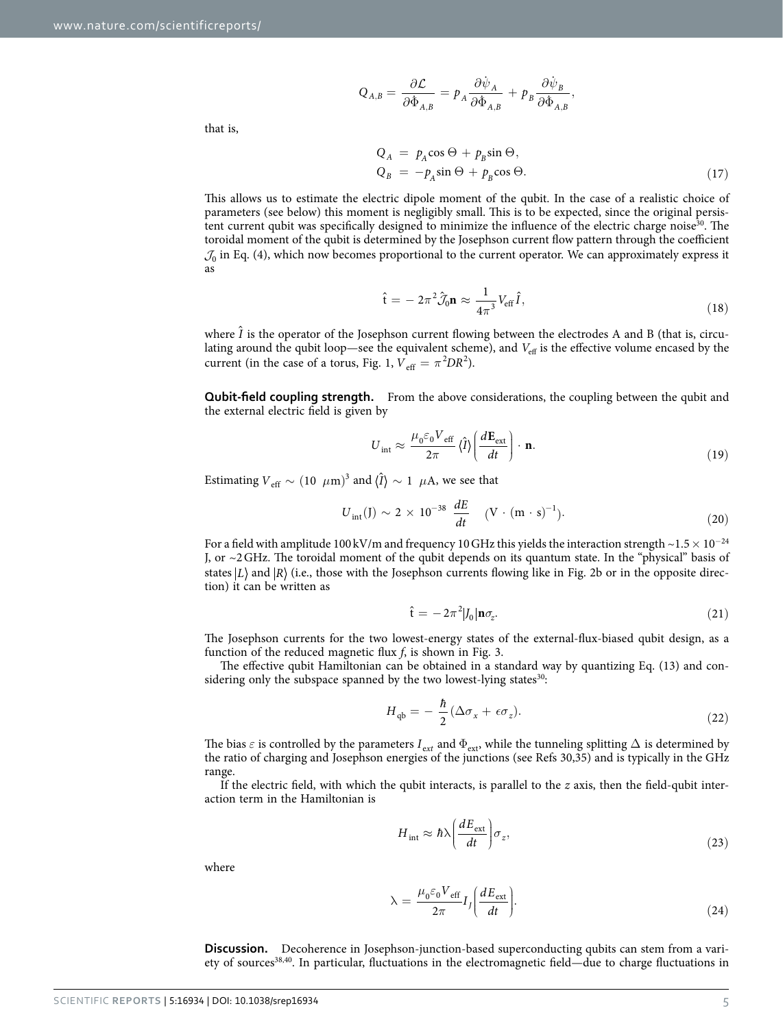$$Q_{A,B} = \frac{\partial \mathcal{L}}{\partial \Phi_{A,B}} = p_A \frac{\partial \dot{\psi}_A}{\partial \Phi_{A,B}} + p_B \frac{\partial \dot{\psi}_B}{\partial \Phi_{A,B}},$$

that is,

$$\begin{aligned} Q_A &= p_A \cos \Theta + p_B \sin \Theta, \\ Q_B &= -p_A \sin \Theta + p_B \cos \Theta. \end{aligned} \tag{17}$$

This allows us to estimate the electric dipole moment of the qubit. In the case of a realistic choice of parameters (see below) this moment is negligibly small. This is to be expected, since the original persistent current qubit was specifically designed to minimize the influence of the electric charge noise[30]. The toroidal moment of the qubit is determined by the Josephson current flow pattern through the coefficient $\mathcal{J}_0$ in Eq. (4), which now becomes proportional to the current operator. We can approximately express it as

$$\hat{\mathrm{t}} = -2\pi^2 \hat{\mathcal{J}}_0 \mathbf{n} \approx \frac{1}{4\pi^3} V_{\mathrm{eff}} \hat{I}, \tag{18}$$

where $\hat{I}$ is the operator of the Josephson current flowing between the electrodes A and B (that is, circulating around the qubit loop—see the equivalent scheme), and $V_{\mathrm{eff}}$ is the effective volume encased by the current (in the case of a torus, Fig. 1, $V_{\mathrm{eff}} = \pi^2 D R^2$).

**Qubit-field coupling strength.** From the above considerations, the coupling between the qubit and the external electric field is given by

$$U_{\mathrm{int}} \approx \frac{\mu_0 \varepsilon_0 V_{\mathrm{eff}}}{2\pi} \langle \hat{I} \rangle \left( \frac{d\mathbf{E}_{\mathrm{ext}}}{dt} \right) \cdot \mathbf{n}. \tag{19}$$

Estimating $V_{\mathrm{eff}} \sim (10\ \mu\mathrm{m})^3$ and $\langle \hat{I} \rangle \sim 1\ \mu\mathrm{A}$, we see that

$$U_{\mathrm{int}}(\mathrm{J}) \sim 2 \times 10^{-38}\ \frac{dE}{dt} \quad (\mathrm{V} \cdot (\mathrm{m} \cdot \mathrm{s})^{-1}). \tag{20}$$

For a field with amplitude 100 kV/m and frequency 10 GHz this yields the interaction strength ~$1.5 \times 10^{-24}$ J, or ~2 GHz. The toroidal moment of the qubit depends on its quantum state. In the "physical" basis of states $|L\rangle$ and $|R\rangle$ (i.e., those with the Josephson currents flowing like in Fig. 2b or in the opposite direction) it can be written as

$$\hat{\mathrm{t}} = -2\pi^2 |J_0| \mathbf{n} \sigma_z. \tag{21}$$

The Josephson currents for the two lowest-energy states of the external-flux-biased qubit design, as a function of the reduced magnetic flux $f$, is shown in Fig. 3.

The effective qubit Hamiltonian can be obtained in a standard way by quantizing Eq. (13) and considering only the subspace spanned by the two lowest-lying states[30]:

$$H_{\mathrm{qb}} = -\frac{\hbar}{2} (\Delta \sigma_x + \epsilon \sigma_z). \tag{22}$$

The bias $\varepsilon$ is controlled by the parameters $I_{\mathrm{ext}}$ and $\Phi_{\mathrm{ext}}$, while the tunneling splitting $\Delta$ is determined by the ratio of charging and Josephson energies of the junctions (see Refs 30,35) and is typically in the GHz range.

If the electric field, with which the qubit interacts, is parallel to the $z$ axis, then the field-qubit interaction term in the Hamiltonian is

$$H_{\mathrm{int}} \approx \hbar \lambda \left( \frac{dE_{\mathrm{ext}}}{dt} \right) \sigma_z, \tag{23}$$

where

$$\lambda = \frac{\mu_0 \varepsilon_0 V_{\mathrm{eff}}}{2\pi} I_J \left( \frac{dE_{\mathrm{ext}}}{dt} \right). \tag{24}$$

**Discussion.** Decoherence in Josephson-junction-based superconducting qubits can stem from a variety of sources[38,40]. In particular, fluctuations in the electromagnetic field—due to charge fluctuations in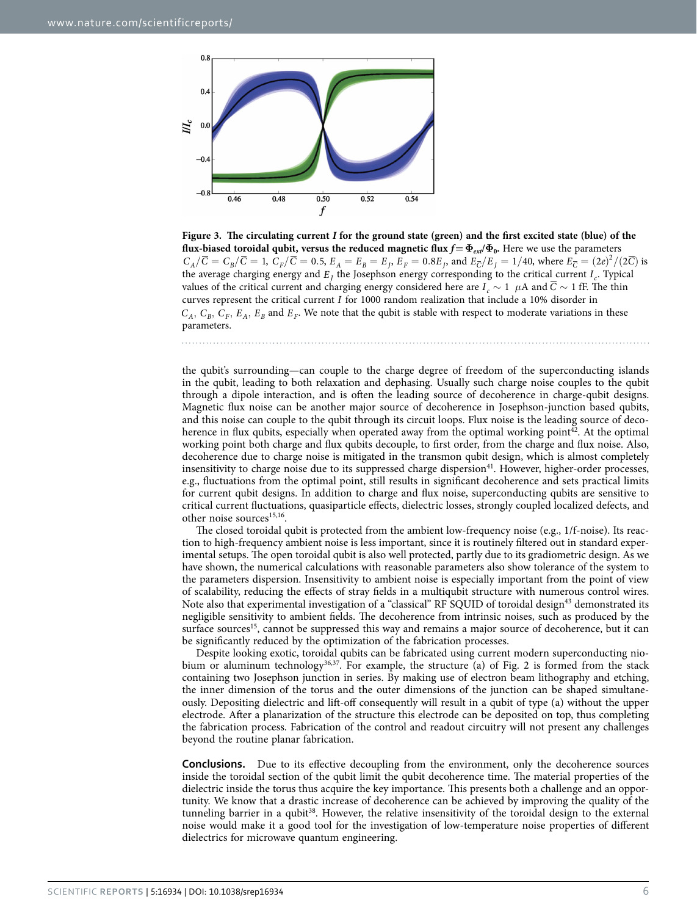0.8
0.4
0.0
−0.4
−0.8
$I/I_c$
0.46
0.48
0.50
0.52
0.54
$f$

**Figure 3. The circulating current $I$ for the ground state (green) and the first excited state (blue) of the flux-biased toroidal qubit, versus the reduced magnetic flux $f = \Phi_{ext}/\Phi_0$.** Here we use the parameters $C_A/\overline{C} = C_B/\overline{C} = 1$, $C_F/\overline{C} = 0.5$, $E_A = E_B = E_J$, $E_F = 0.8E_J$, and $E_{\overline{C}}/E_J = 1/40$, where $E_{\overline{C}} = (2e)^2/(2\overline{C})$ is the average charging energy and $E_J$ the Josephson energy corresponding to the critical current $I_c$. Typical values of the critical current and charging energy considered here are $I_c \sim 1\ \mu$A and $\overline{C} \sim 1$ fF. The thin curves represent the critical current $I$ for 1000 random realization that include a 10% disorder in $C_A$, $C_B$, $C_F$, $E_A$, $E_B$ and $E_F$. We note that the qubit is stable with respect to moderate variations in these parameters.

the qubit's surrounding—can couple to the charge degree of freedom of the superconducting islands in the qubit, leading to both relaxation and dephasing. Usually such charge noise couples to the qubit through a dipole interaction, and is often the leading source of decoherence in charge-qubit designs. Magnetic flux noise can be another major source of decoherence in Josephson-junction based qubits, and this noise can couple to the qubit through its circuit loops. Flux noise is the leading source of decoherence in flux qubits, especially when operated away from the optimal working point[42]. At the optimal working point both charge and flux qubits decouple, to first order, from the charge and flux noise. Also, decoherence due to charge noise is mitigated in the transmon qubit design, which is almost completely insensitivity to charge noise due to its suppressed charge dispersion[41]. However, higher-order processes, e.g., fluctuations from the optimal point, still results in significant decoherence and sets practical limits for current qubit designs. In addition to charge and flux noise, superconducting qubits are sensitive to critical current fluctuations, quasiparticle effects, dielectric losses, strongly coupled localized defects, and other noise sources[15,16].

The closed toroidal qubit is protected from the ambient low-frequency noise (e.g., 1/f-noise). Its reaction to high-frequency ambient noise is less important, since it is routinely filtered out in standard experimental setups. The open toroidal qubit is also well protected, partly due to its gradiometric design. As we have shown, the numerical calculations with reasonable parameters also show tolerance of the system to the parameters dispersion. Insensitivity to ambient noise is especially important from the point of view of scalability, reducing the effects of stray fields in a multiqubit structure with numerous control wires. Note also that experimental investigation of a "classical" RF SQUID of toroidal design[43] demonstrated its negligible sensitivity to ambient fields. The decoherence from intrinsic noises, such as produced by the surface sources[15], cannot be suppressed this way and remains a major source of decoherence, but it can be significantly reduced by the optimization of the fabrication processes.

Despite looking exotic, toroidal qubits can be fabricated using current modern superconducting niobium or aluminum technology[36,37]. For example, the structure (a) of Fig. 2 is formed from the stack containing two Josephson junction in series. By making use of electron beam lithography and etching, the inner dimension of the torus and the outer dimensions of the junction can be shaped simultaneously. Depositing dielectric and lift-off consequently will result in a qubit of type (a) without the upper electrode. After a planarization of the structure this electrode can be deposited on top, thus completing the fabrication process. Fabrication of the control and readout circuitry will not present any challenges beyond the routine planar fabrication.

**Conclusions.** Due to its effective decoupling from the environment, only the decoherence sources inside the toroidal section of the qubit limit the qubit decoherence time. The material properties of the dielectric inside the torus thus acquire the key importance. This presents both a challenge and an opportunity. We know that a drastic increase of decoherence can be achieved by improving the quality of the tunneling barrier in a qubit[38]. However, the relative insensitivity of the toroidal design to the external noise would make it a good tool for the investigation of low-temperature noise properties of different dielectrics for microwave quantum engineering.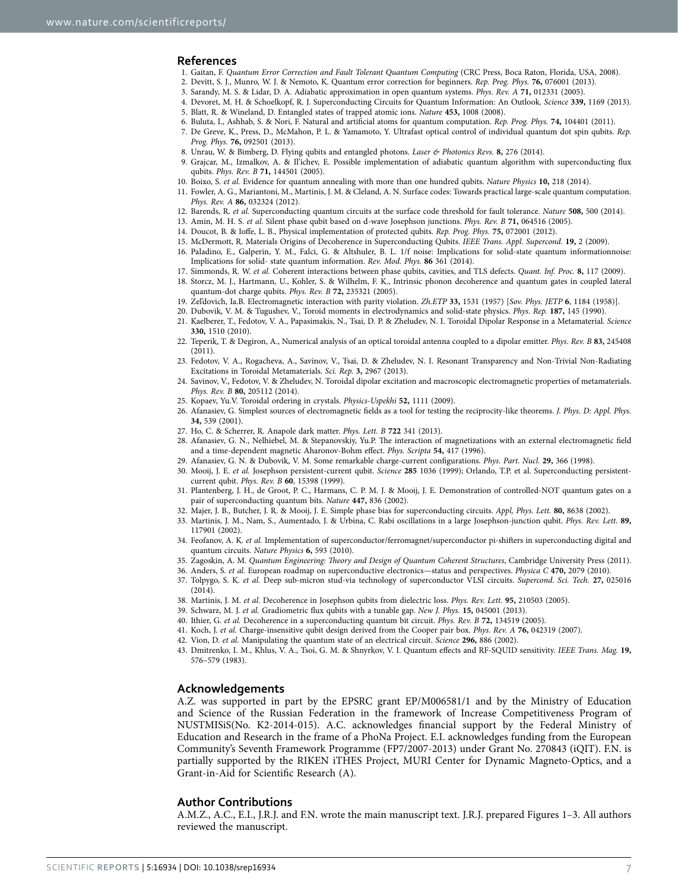## References

1. Gaitan, F. *Quantum Error Correction and Fault Tolerant Quantum Computing* (CRC Press, Boca Raton, Florida, USA, 2008).
2. Devitt, S. J., Munro, W. J. & Nemoto, K. Quantum error correction for beginners. *Rep. Prog. Phys.* **76,** 076001 (2013).
3. Sarandy, M. S. & Lidar, D. A. Adiabatic approximation in open quantum systems. *Phys. Rev. A* **71,** 012331 (2005).
4. Devoret, M. H. & Schoelkopf, R. J. Superconducting Circuits for Quantum Information: An Outlook. *Science* **339,** 1169 (2013).
5. Blatt, R. & Wineland, D. Entangled states of trapped atomic ions. *Nature* **453,** 1008 (2008).
6. Buluta, I., Ashhab, S. & Nori, F. Natural and artificial atoms for quantum computation. *Rep. Prog. Phys.* **74,** 104401 (2011).
7. De Greve, K., Press, D., McMahon, P. L. & Yamamoto, Y. Ultrafast optical control of individual quantum dot spin qubits. *Rep. Prog. Phys.* **76,** 092501 (2013).
8. Unrau, W. & Bimberg, D. Flying qubits and entangled photons. *Laser & Photonics Revs.* **8,** 276 (2014).
9. Grajcar, M., Izmalkov, A. & Il'ichev, E. Possible implementation of adiabatic quantum algorithm with superconducting flux qubits. *Phys. Rev. B* **71,** 144501 (2005).
10. Boixo, S. *et al.* Evidence for quantum annealing with more than one hundred qubits. *Nature Physics* **10,** 218 (2014).
11. Fowler, A. G., Mariantoni, M., Martinis, J. M. & Cleland, A. N. Surface codes: Towards practical large-scale quantum computation. *Phys. Rev. A* **86,** 032324 (2012).
12. Barends, R. *et al.* Superconducting quantum circuits at the surface code threshold for fault tolerance. *Nature* **508,** 500 (2014).
13. Amin, M. H. S. *et al.* Silent phase qubit based on d-wave Josephson junctions. *Phys. Rev. B* **71,** 064516 (2005).
14. Doucot, B. & Ioffe, L. B., Physical implementation of protected qubits. *Rep. Prog. Phys.* **75,** 072001 (2012).
15. McDermott, R. Materials Origins of Decoherence in Superconducting Qubits. *IEEE Trans. Appl. Supercond.* **19,** 2 (2009).
16. Paladino, E., Galperin, Y. M., Falci, G. & Altshuler, B. L. 1/f noise: Implications for solid-state quantum informationnoise: Implications for solid- state quantum information. *Rev. Mod. Phys.* **86** 361 (2014).
17. Simmonds, R. W. *et al.* Coherent interactions between phase qubits, cavities, and TLS defects. *Quant. Inf. Proc.* **8,** 117 (2009).
18. Storcz, M. J., Hartmann, U., Kohler, S. & Wilhelm, F. K., Intrinsic phonon decoherence and quantum gates in coupled lateral quantum-dot charge qubits. *Phys. Rev. B* **72,** 235321 (2005).
19. Zel'dovich, Ia.B. Electromagnetic interaction with parity violation. *Zh.ETP* **33,** 1531 (1957) [*Sov. Phys. JETP* **6**, 1184 (1958)].
20. Dubovik, V. M. & Tugushev, V., Toroid moments in electrodynamics and solid-state physics. *Phys. Rep.* **187,** 145 (1990).
21. Kaelberer, T., Fedotov, V. A., Papasimakis, N., Tsai, D. P. & Zheludev, N. I. Toroidal Dipolar Response in a Metamaterial. *Science* **330,** 1510 (2010).
22. Teperik, T. & Degiron, A., Numerical analysis of an optical toroidal antenna coupled to a dipolar emitter. *Phys. Rev. B* **83,** 245408 (2011).
23. Fedotov, V. A., Rogacheva, A., Savinov, V., Tsai, D. & Zheludev, N. I. Resonant Transparency and Non-Trivial Non-Radiating Excitations in Toroidal Metamaterials. *Sci. Rep.* **3,** 2967 (2013).
24. Savinov, V., Fedotov, V. & Zheludev, N. Toroidal dipolar excitation and macroscopic electromagnetic properties of metamaterials. *Phys. Rev. B* **80,** 205112 (2014).
25. Kopaev, Yu.V. Toroidal ordering in crystals. *Physics-Uspekhi* **52,** 1111 (2009).
26. Afanasiev, G. Simplest sources of electromagnetic fields as a tool for testing the reciprocity-like theorems. *J. Phys. D: Appl. Phys.* **34,** 539 (2001).
27. Ho, C. & Scherrer, R. Anapole dark matter. *Phys. Lett. B* **722** 341 (2013).
28. Afanasiev, G. N., Nelhiebel, M. & Stepanovskiy, Yu.P. The interaction of magnetizations with an external electromagnetic field and a time-dependent magnetic Aharonov-Bohm effect. *Phys. Scripta* **54,** 417 (1996).
29. Afanasiev, G. N. & Dubovik, V. M. Some remarkable charge-current configurations. *Phys. Part. Nucl.* **29,** 366 (1998).
30. Mooij, J. E. *et al.* Josephson persistent-current qubit. *Science* **285** 1036 (1999); Orlando, T.P. et al. Superconducting persistent-current qubit. *Phys. Rev. B* **60**, 15398 (1999).
31. Plantenberg, J. H., de Groot, P. C., Harmans, C. P. M. J. & Mooij, J. E. Demonstration of controlled-NOT quantum gates on a pair of superconducting quantum bits. *Nature* **447,** 836 (2002).
32. Majer, J. B., Butcher, J. R. & Mooij, J. E. Simple phase bias for superconducting circuits. *Appl, Phys. Lett.* **80,** 8638 (2002).
33. Martinis, J. M., Nam, S., Aumentado, J. & Urbina, C. Rabi oscillations in a large Josephson-junction qubit. *Phys. Rev. Lett.* **89,** 117901 (2002).
34. Feofanov, A. K. *et al.* Implementation of superconductor/ferromagnet/superconductor pi-shifters in superconducting digital and quantum circuits. *Nature Physics* **6,** 593 (2010).
35. Zagoskin, A. M. *Quantum Engineering: Theory and Design of Quantum Coherent Structures*, Cambridge University Press (2011).
36. Anders, S. *et al.* European roadmap on superconductive electronics—status and perspectives. *Physica C* **470,** 2079 (2010).
37. Tolpygo, S. K. *et al.* Deep sub-micron stud-via technology of superconductor VLSI circuits. *Supercond. Sci. Tech.* **27,** 025016 (2014).
38. Martinis, J. M. *et al.* Decoherence in Josephson qubits from dielectric loss. *Phys. Rev. Lett.* **95,** 210503 (2005).
39. Schwarz, M. J. *et al.* Gradiometric flux qubits with a tunable gap. *New J. Phys.* **15,** 045001 (2013).
40. Ithier, G. *et al.* Decoherence in a superconducting quantum bit circuit. *Phys. Rev. B* **72,** 134519 (2005).
41. Koch, J. *et al.* Charge-insensitive qubit design derived from the Cooper pair box. *Phys. Rev. A* **76,** 042319 (2007).
42. Vion, D. *et al.* Manipulating the quantum state of an electrical circuit. *Science* **296,** 886 (2002).
43. Dmitrenko, I. M., Khlus, V. A., Tsoi, G. M. & Shnyrkov, V. I. Quantum effects and RF-SQUID sensitivity. *IEEE Trans. Mag.* **19,** 576–579 (1983).

## Acknowledgements

A.Z. was supported in part by the EPSRC grant EP/M006581/1 and by the Ministry of Education and Science of the Russian Federation in the framework of Increase Competitiveness Program of NUSTMISiS(No. K2-2014-015). A.C. acknowledges financial support by the Federal Ministry of Education and Research in the frame of a PhoNa Project. E.I. acknowledges funding from the European Community's Seventh Framework Programme (FP7/2007-2013) under Grant No. 270843 (iQIT). F.N. is partially supported by the RIKEN iTHES Project, MURI Center for Dynamic Magneto-Optics, and a Grant-in-Aid for Scientific Research (A).

## Author Contributions

A.M.Z., A.C., E.I., J.R.J. and F.N. wrote the main manuscript text. J.R.J. prepared Figures 1–3. All authors reviewed the manuscript.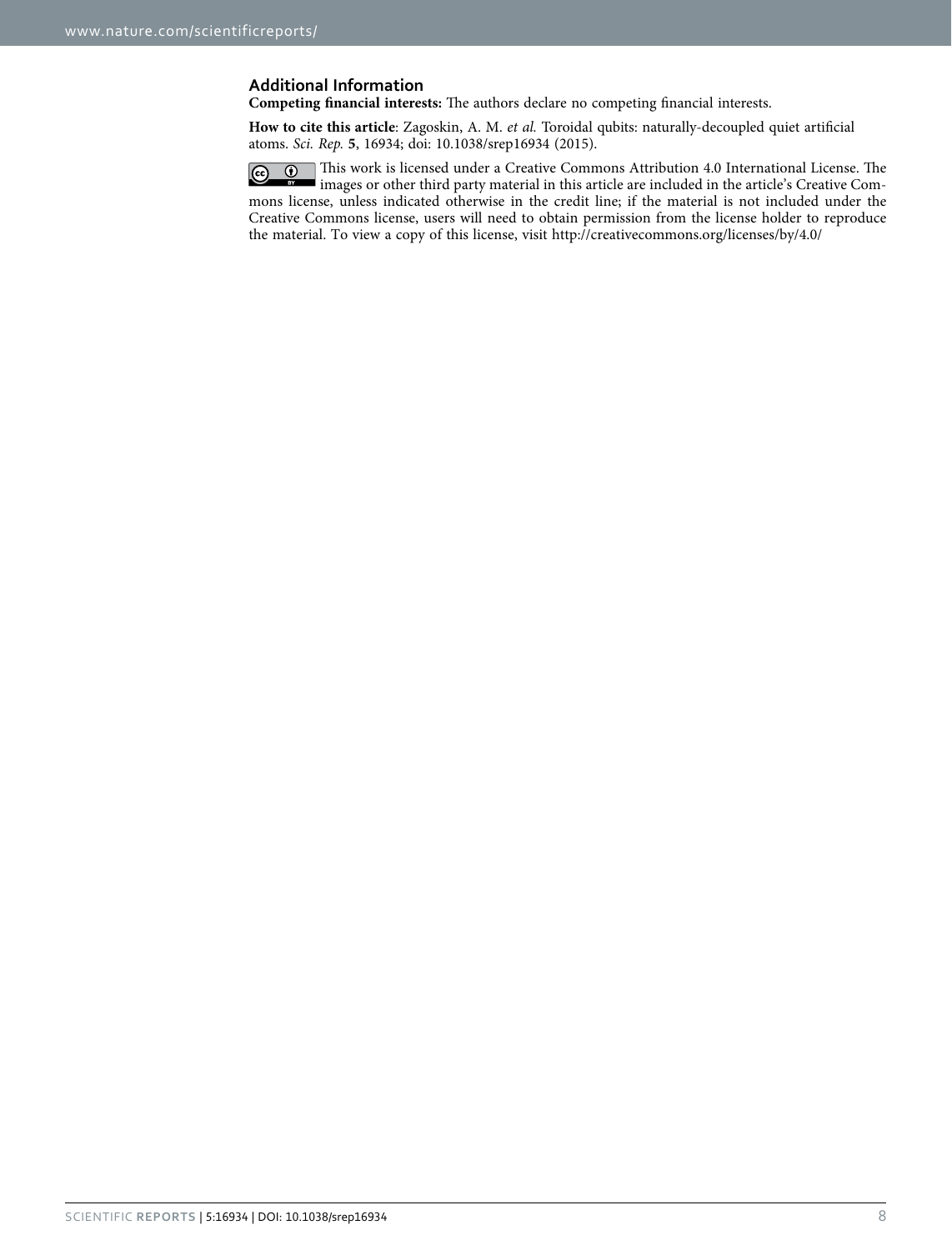## Additional Information

**Competing financial interests:** The authors declare no competing financial interests.

**How to cite this article**: Zagoskin, A. M. *et al.* Toroidal qubits: naturally-decoupled quiet artificial atoms. *Sci. Rep.* **5**, 16934; doi: 10.1038/srep16934 (2015).

This work is licensed under a Creative Commons Attribution 4.0 International License. The images or other third party material in this article are included in the article's Creative Commons license, unless indicated otherwise in the credit line; if the material is not included under the Creative Commons license, users will need to obtain permission from the license holder to reproduce the material. To view a copy of this license, visit http://creativecommons.org/licenses/by/4.0/